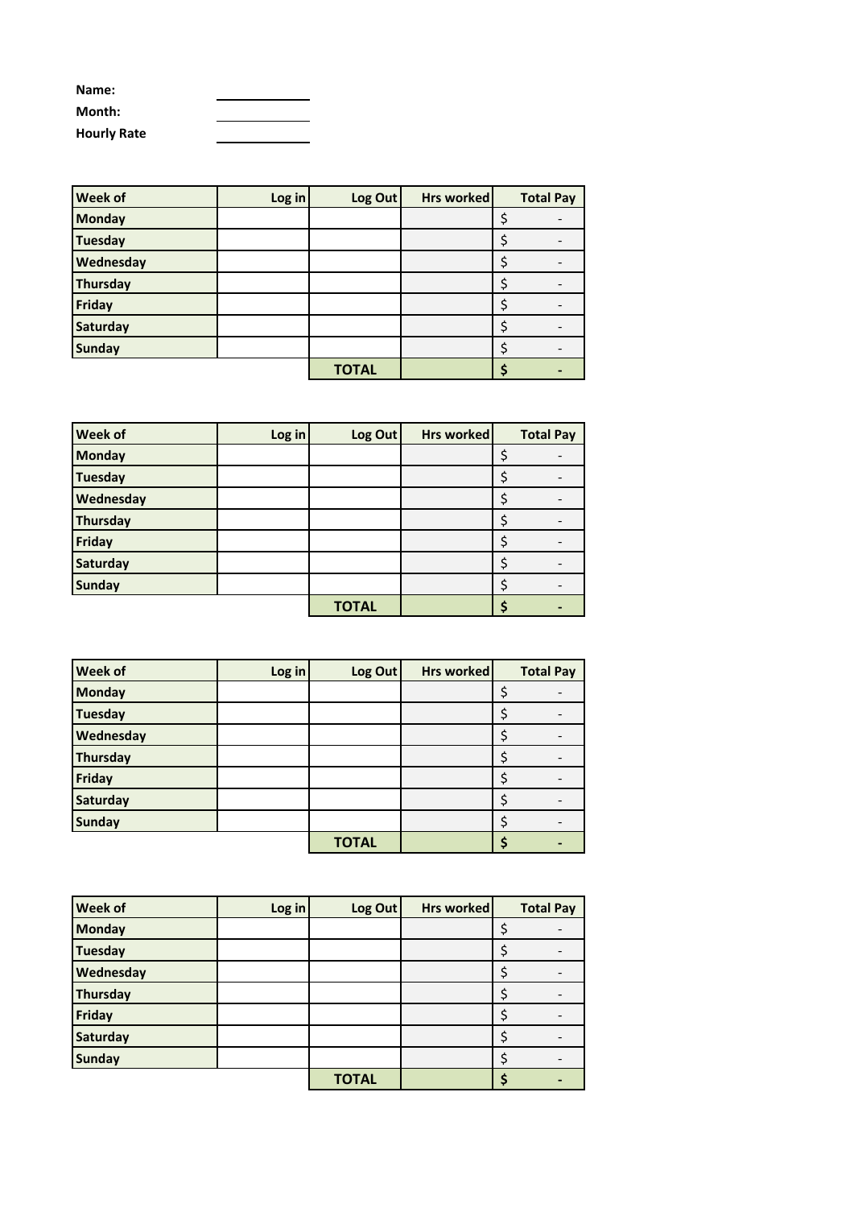**Name:** \_\_\_\_\_\_\_\_\_\_

**Month:** \_\_\_\_\_\_\_\_\_\_

**Hourly Rate** \_\_\_\_\_\_\_\_\_\_

| Week of | Log in | Log Out | Hrs worked | Total Pay |
|---|---|---|---|---|
| Monday | | | | $ - |
| Tuesday | | | | $ - |
| Wednesday | | | | $ - |
| Thursday | | | | $ - |
| Friday | | | | $ - |
| Saturday | | | | $ - |
| Sunday | | | | $ - |
| | | **TOTAL** | | **$ -** |

| Week of | Log in | Log Out | Hrs worked | Total Pay |
|---|---|---|---|---|
| Monday | | | | $ - |
| Tuesday | | | | $ - |
| Wednesday | | | | $ - |
| Thursday | | | | $ - |
| Friday | | | | $ - |
| Saturday | | | | $ - |
| Sunday | | | | $ - |
| | | **TOTAL** | | **$ -** |

| Week of | Log in | Log Out | Hrs worked | Total Pay |
|---|---|---|---|---|
| Monday | | | | $ - |
| Tuesday | | | | $ - |
| Wednesday | | | | $ - |
| Thursday | | | | $ - |
| Friday | | | | $ - |
| Saturday | | | | $ - |
| Sunday | | | | $ - |
| | | **TOTAL** | | **$ -** |

| Week of | Log in | Log Out | Hrs worked | Total Pay |
|---|---|---|---|---|
| Monday | | | | $ - |
| Tuesday | | | | $ - |
| Wednesday | | | | $ - |
| Thursday | | | | $ - |
| Friday | | | | $ - |
| Saturday | | | | $ - |
| Sunday | | | | $ - |
| | | **TOTAL** | | **$ -** |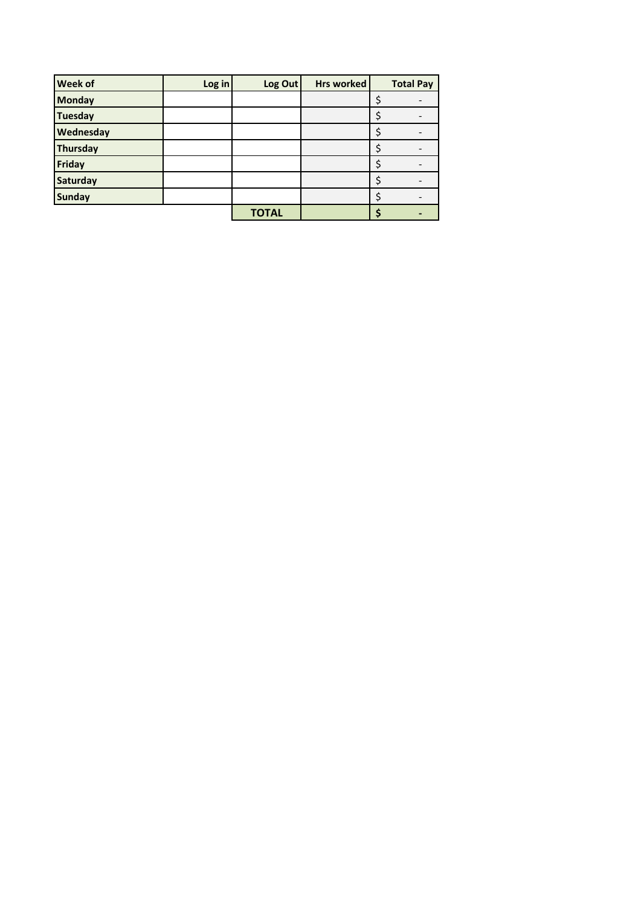| Week of | Log in | Log Out | Hrs worked | Total Pay |
|---|---|---|---|---|
| **Monday** | | | | $ - |
| **Tuesday** | | | | $ - |
| **Wednesday** | | | | $ - |
| **Thursday** | | | | $ - |
| **Friday** | | | | $ - |
| **Saturday** | | | | $ - |
| **Sunday** | | | | $ - |
| | | **TOTAL** | | **$ -** |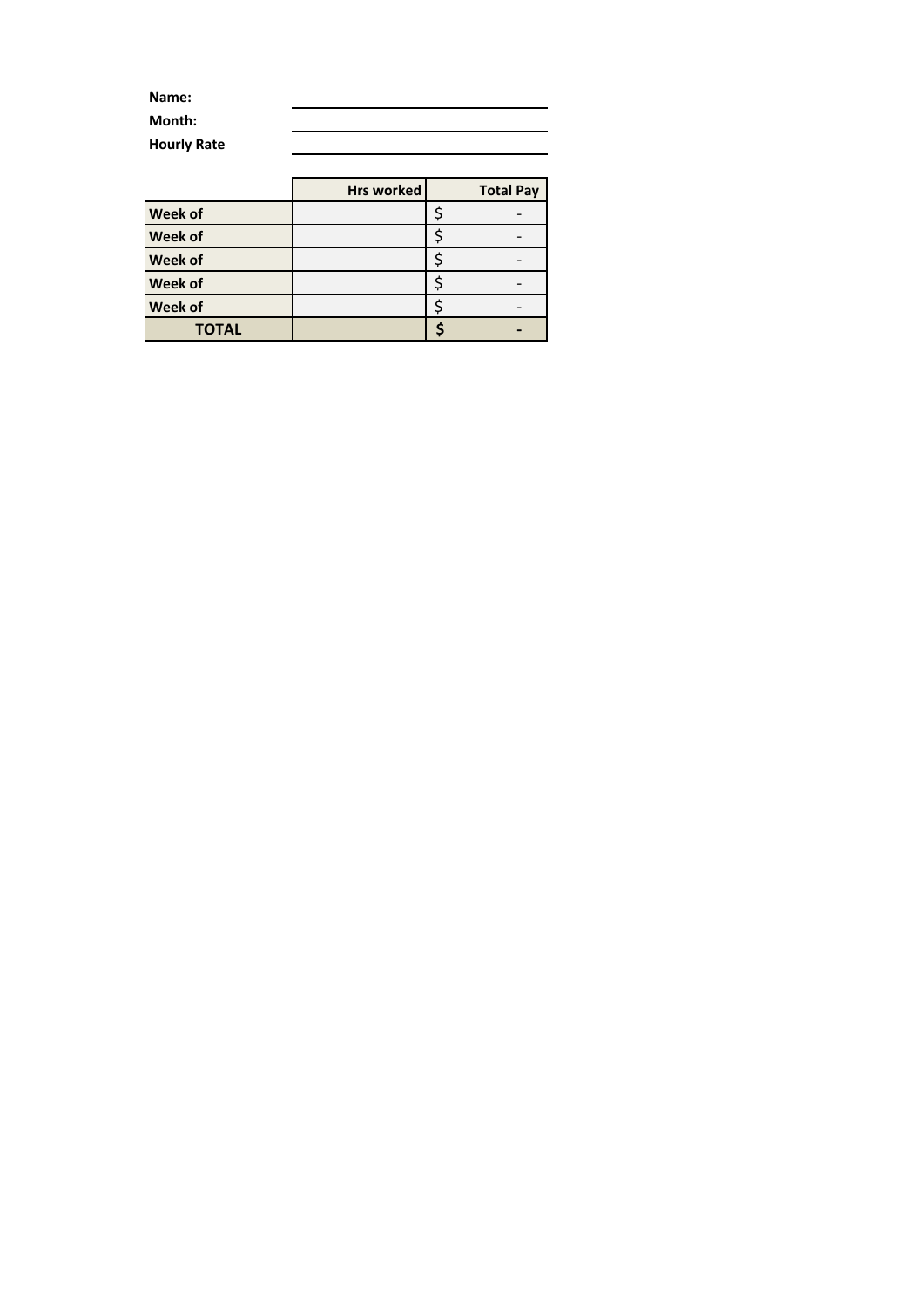**Name:** ______________________

**Month:** ______________________

**Hourly Rate** ______________________

| | Hrs worked | Total Pay |
|---|---|---|
| **Week of** | | $ - |
| **Week of** | | $ - |
| **Week of** | | $ - |
| **Week of** | | $ - |
| **Week of** | | $ - |
| **TOTAL** | | **$ -** |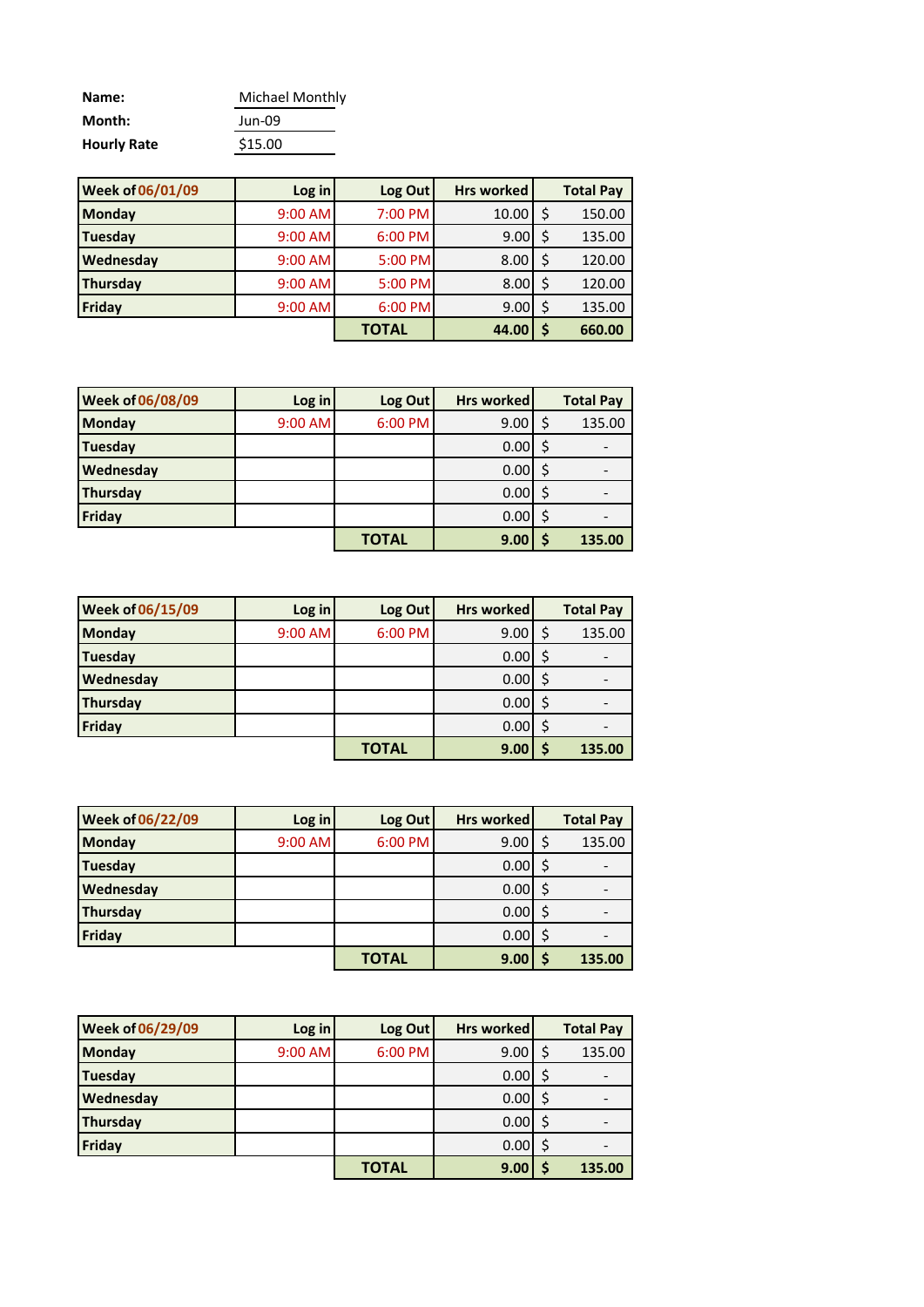**Name:** Michael Monthly

**Month:** Jun-09

**Hourly Rate** $15.00

| Week of 06/01/09 | Log in | Log Out | Hrs worked | Total Pay |
|---|---|---|---|---|
| Monday | 9:00 AM | 7:00 PM | 10.00 | $ 150.00 |
| Tuesday | 9:00 AM | 6:00 PM | 9.00 | $ 135.00 |
| Wednesday | 9:00 AM | 5:00 PM | 8.00 | $ 120.00 |
| Thursday | 9:00 AM | 5:00 PM | 8.00 | $ 120.00 |
| Friday | 9:00 AM | 6:00 PM | 9.00 | $ 135.00 |
| | | **TOTAL** | **44.00** | **$ 660.00** |

| Week of 06/08/09 | Log in | Log Out | Hrs worked | Total Pay |
|---|---|---|---|---|
| Monday | 9:00 AM | 6:00 PM | 9.00 | $ 135.00 |
| Tuesday | | | 0.00 | $ - |
| Wednesday | | | 0.00 | $ - |
| Thursday | | | 0.00 | $ - |
| Friday | | | 0.00 | $ - |
| | | **TOTAL** | **9.00** | **$ 135.00** |

| Week of 06/15/09 | Log in | Log Out | Hrs worked | Total Pay |
|---|---|---|---|---|
| Monday | 9:00 AM | 6:00 PM | 9.00 | $ 135.00 |
| Tuesday | | | 0.00 | $ - |
| Wednesday | | | 0.00 | $ - |
| Thursday | | | 0.00 | $ - |
| Friday | | | 0.00 | $ - |
| | | **TOTAL** | **9.00** | **$ 135.00** |

| Week of 06/22/09 | Log in | Log Out | Hrs worked | Total Pay |
|---|---|---|---|---|
| Monday | 9:00 AM | 6:00 PM | 9.00 | $ 135.00 |
| Tuesday | | | 0.00 | $ - |
| Wednesday | | | 0.00 | $ - |
| Thursday | | | 0.00 | $ - |
| Friday | | | 0.00 | $ - |
| | | **TOTAL** | **9.00** | **$ 135.00** |

| Week of 06/29/09 | Log in | Log Out | Hrs worked | Total Pay |
|---|---|---|---|---|
| Monday | 9:00 AM | 6:00 PM | 9.00 | $ 135.00 |
| Tuesday | | | 0.00 | $ - |
| Wednesday | | | 0.00 | $ - |
| Thursday | | | 0.00 | $ - |
| Friday | | | 0.00 | $ - |
| | | **TOTAL** | **9.00** | **$ 135.00** |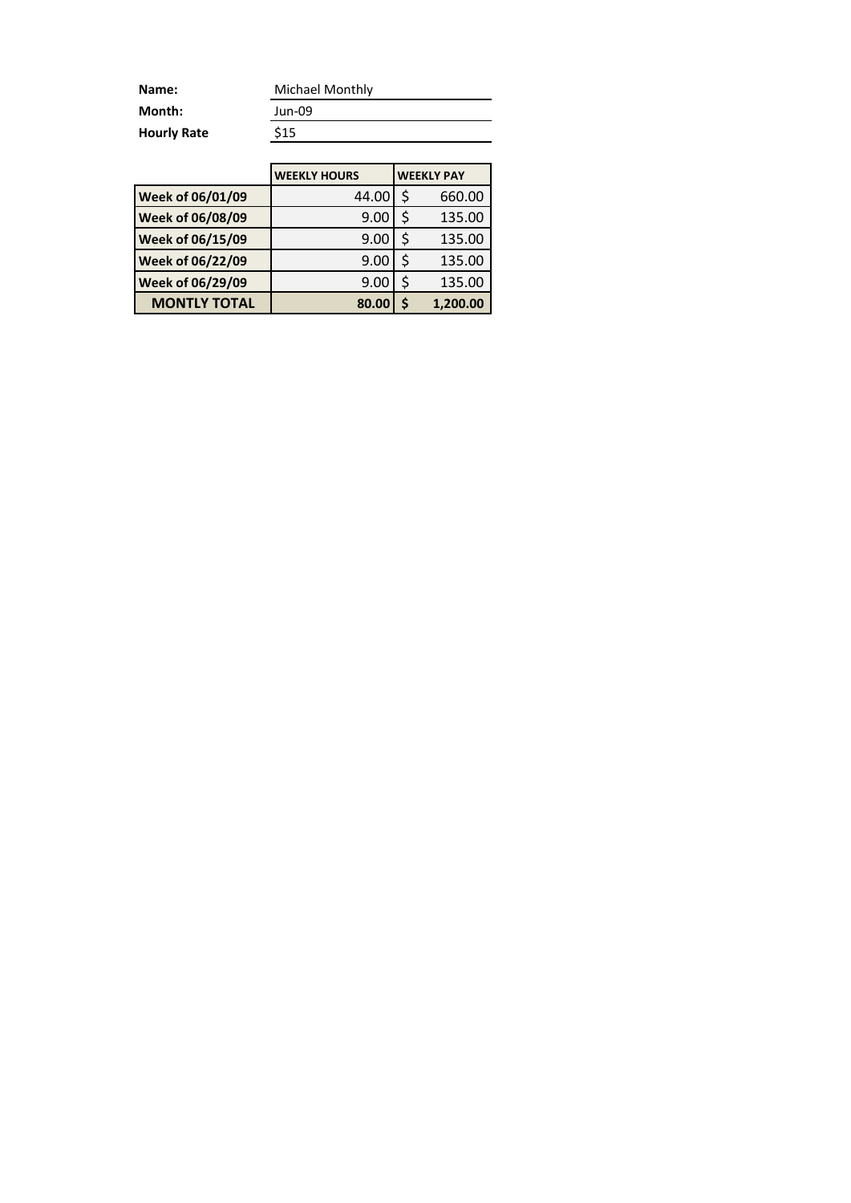| | |
|---|---|
| **Name:** | Michael Monthly |
| **Month:** | Jun-09 |
| **Hourly Rate** | $15 |

| | WEEKLY HOURS | WEEKLY PAY |
|---|---|---|
| **Week of 06/01/09** | 44.00 | $ 660.00 |
| **Week of 06/08/09** | 9.00 | $ 135.00 |
| **Week of 06/15/09** | 9.00 | $ 135.00 |
| **Week of 06/22/09** | 9.00 | $ 135.00 |
| **Week of 06/29/09** | 9.00 | $ 135.00 |
| **MONTLY TOTAL** | **80.00** | **$ 1,200.00** |